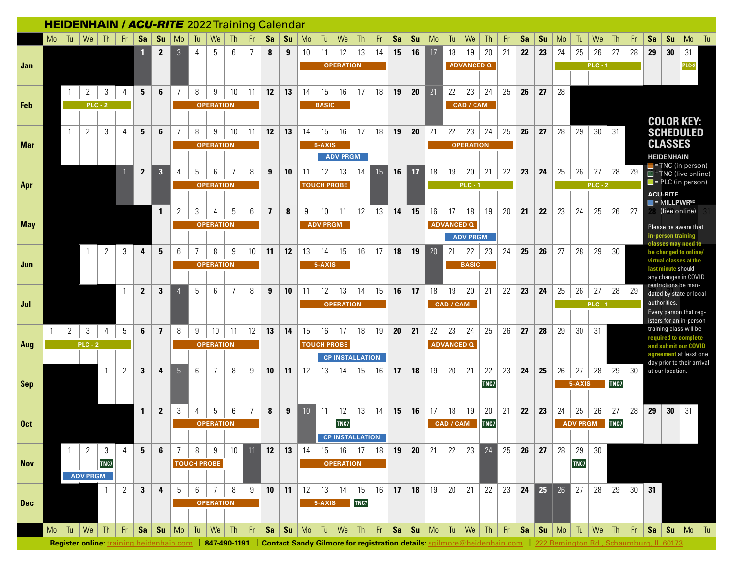# HEIDENHAIN / *ACU-RITE* 2022 Training Calendar

| Month | Dates | Class | Type |
|---|---|---|---|
| Jan | 10–14 | OPERATION | TNC (in person) |
| Jan | 18–20 | ADVANCED Q | TNC (in person) |
| Jan | 24–28 | PLC - 1 | PLC (in person) |
| Jan | 31 | PLC-2 | PLC (in person) |
| Feb | 1–4 | PLC - 2 | PLC (in person) |
| Feb | 7–11 | OPERATION | TNC (in person) |
| Feb | 14–16 | BASIC | TNC (in person) |
| Feb | 22–24 | CAD / CAM | TNC (in person) |
| Mar | 7–11 | OPERATION | TNC (in person) |
| Mar | 14–16 | 5-AXIS | TNC (in person) |
| Mar | 15–17 | ADV PRGM | MILLPWR[G2] (live online) |
| Mar | 21–25 | OPERATION | TNC (in person) |
| Apr | 4–8 | OPERATION | TNC (in person) |
| Apr | 11–13 | TOUCH PROBE | TNC (in person) |
| Apr | 18–22 | PLC - 1 | PLC (in person) |
| Apr | 25–29 | PLC - 2 | PLC (in person) |
| May | 2–6 | OPERATION | TNC (in person) |
| May | 9–11 | ADV PRGM | TNC (in person) |
| May | 16–18 | ADVANCED Q | TNC (in person) |
| May | 17–19 | ADV PRGM | MILLPWR[G2] (live online) |
| Jun | 6–10 | OPERATION | TNC (in person) |
| Jun | 13–15 | 5-AXIS | TNC (in person) |
| Jun | 21–23 | BASIC | TNC (in person) |
| Jul | 11–15 | OPERATION | TNC (in person) |
| Jul | 18–20 | CAD / CAM | TNC (in person) |
| Jul | 25–29 | PLC - 1 | PLC (in person) |
| Aug | 1–5 | PLC - 2 | PLC (in person) |
| Aug | 8–12 | OPERATION | TNC (in person) |
| Aug | 15–17 | TOUCH PROBE | TNC (in person) |
| Aug | 16–19 | CP INSTALLATION | MILLPWR[G2] (live online) |
| Aug | 22–24 | ADVANCED Q | TNC (in person) |
| Sep | 22 | TNC7 | TNC (live online) |
| Sep | 26–28 | 5-AXIS | TNC (in person) |
| Sep | 29 | TNC7 | TNC (live online) |
| Oct | 3–7 | OPERATION | TNC (in person) |
| Oct | 11–14 | CP INSTALLATION | MILLPWR[G2] (live online) |
| Oct | 12 | TNC7 | TNC (live online) |
| Oct | 17–19 | CAD / CAM | TNC (in person) |
| Oct | 20 | TNC7 | TNC (live online) |
| Oct | 24–26 | ADV PRGM | TNC (in person) |
| Oct | 27 | TNC7 | TNC (live online) |
| Nov | 1–3 | ADV PRGM | MILLPWR[G2] (live online) |
| Nov | 3 | TNC7 | TNC (live online) |
| Nov | 7–9 | TOUCH PROBE | TNC (in person) |
| Nov | 14–18 | OPERATION | TNC (in person) |
| Nov | 29 | TNC7 | TNC (live online) |
| Dec | 5–9 | OPERATION | TNC (in person) |
| Dec | 12–14 | 5-AXIS | TNC (in person) |
| Dec | 15 | TNC7 | TNC (live online) |

## COLOR KEY: SCHEDULED CLASSES

**HEIDENHAIN**
- = TNC (in person)
- = TNC (live online)
- = PLC (in person)

**ACU-RITE**
- = MILLPWR[G2] (live online)

Please be aware that **in-person training classes may need to be changed to online/virtual classes at the last minute** should any changes in COVID restrictions be mandated by state or local authorities.

Every person that registers for an in-person training class will be **required to complete and submit our COVID agreement** at least one day prior to their arrival at our location.

**Register online:** training.heidenhain.com | **847-490-1191** | **Contact Sandy Gilmore for registration details:** sgilmore@heidenhain.com | 222 Remington Rd., Schaumburg, IL 60173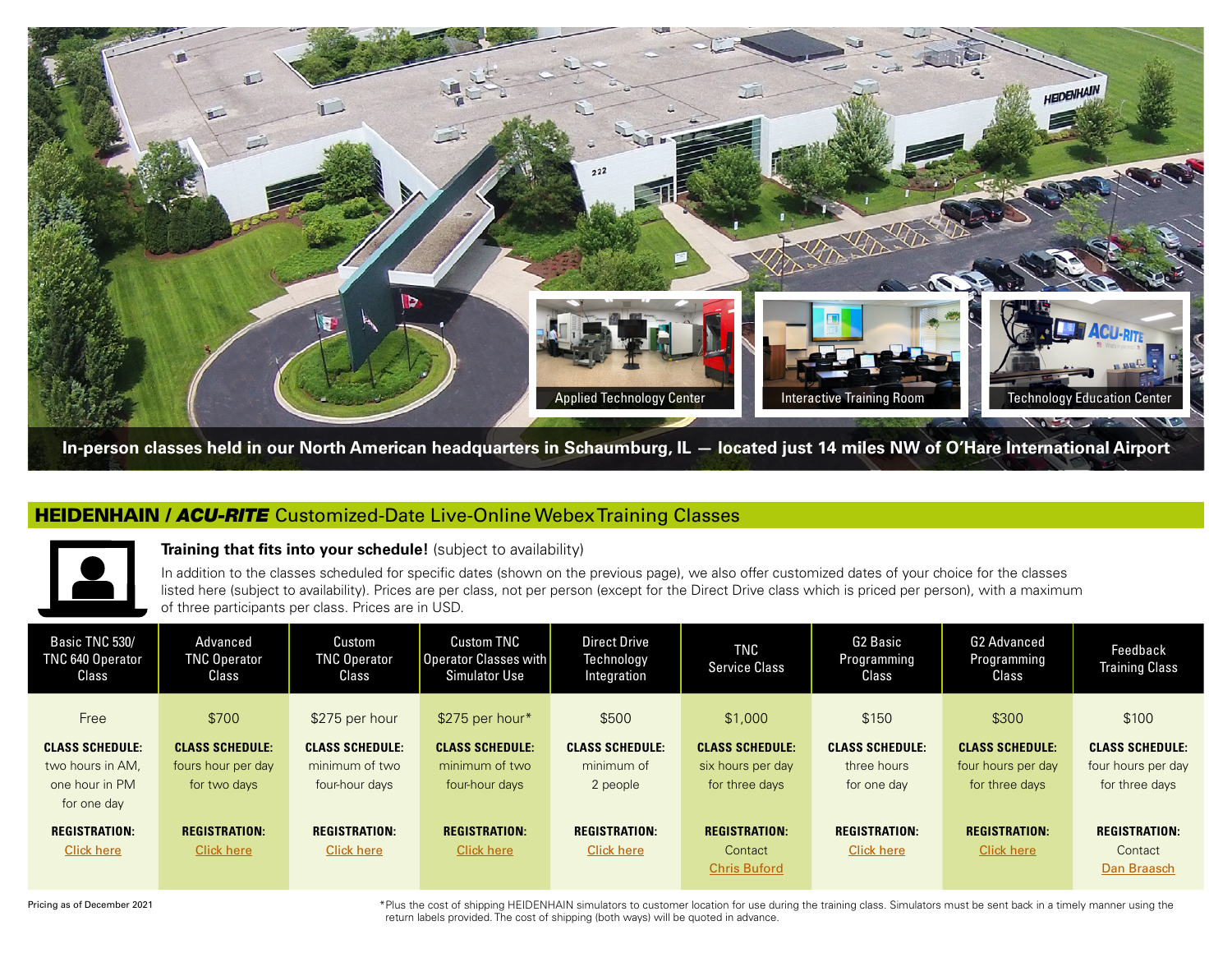Applied Technology Center

Interactive Training Room

Technology Education Center

**In-person classes held in our North American headquarters in Schaumburg, IL — located just 14 miles NW of O'Hare International Airport**

## HEIDENHAIN / *ACU-RITE* Customized-Date Live-Online Webex Training Classes

**Training that fits into your schedule!** (subject to availability)

In addition to the classes scheduled for specific dates (shown on the previous page), we also offer customized dates of your choice for the classes listed here (subject to availability). Prices are per class, not per person (except for the Direct Drive class which is priced per person), with a maximum of three participants per class. Prices are in USD.

| Basic TNC 530/ TNC 640 Operator Class | Advanced TNC Operator Class | Custom TNC Operator Class | Custom TNC Operator Classes with Simulator Use | Direct Drive Technology Integration | TNC Service Class | G2 Basic Programming Class | G2 Advanced Programming Class | Feedback Training Class |
|---|---|---|---|---|---|---|---|---|
| Free | $700 | $275 per hour | $275 per hour* | $500 | $1,000 | $150 | $300 | $100 |
| **CLASS SCHEDULE:** two hours in AM, one hour in PM for one day | **CLASS SCHEDULE:** fours hour per day for two days | **CLASS SCHEDULE:** minimum of two four-hour days | **CLASS SCHEDULE:** minimum of two four-hour days | **CLASS SCHEDULE:** minimum of 2 people | **CLASS SCHEDULE:** six hours per day for three days | **CLASS SCHEDULE:** three hours for one day | **CLASS SCHEDULE:** four hours per day for three days | **CLASS SCHEDULE:** four hours per day for three days |
| **REGISTRATION:** Click here | **REGISTRATION:** Click here | **REGISTRATION:** Click here | **REGISTRATION:** Click here | **REGISTRATION:** Click here | **REGISTRATION:** Contact Chris Buford | **REGISTRATION:** Click here | **REGISTRATION:** Click here | **REGISTRATION:** Contact Dan Braasch |

Pricing as of December 2021

*Plus the cost of shipping HEIDENHAIN simulators to customer location for use during the training class. Simulators must be sent back in a timely manner using the return labels provided. The cost of shipping (both ways) will be quoted in advance.